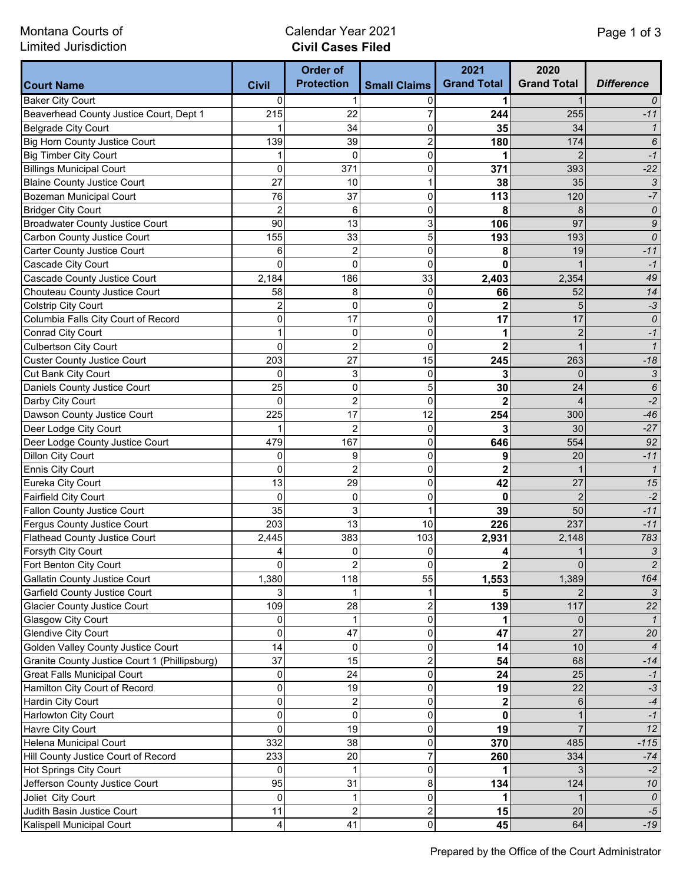Montana Courts of Limited Jurisdiction

# Calendar Year 2021
## Civil Cases Filed

| Court Name | Civil | Order of Protection | Small Claims | 2021 Grand Total | 2020 Grand Total | *Difference* |
|---|---|---|---|---|---|---|
| Baker City Court | 0 | 1 | 0 | **1** | 1 | *0* |
| Beaverhead County Justice Court, Dept 1 | 215 | 22 | 7 | **244** | 255 | *-11* |
| Belgrade City Court | 1 | 34 | 0 | **35** | 34 | *1* |
| Big Horn County Justice Court | 139 | 39 | 2 | **180** | 174 | *6* |
| Big Timber City Court | 1 | 0 | 0 | **1** | 2 | *-1* |
| Billings Municipal Court | 0 | 371 | 0 | **371** | 393 | *-22* |
| Blaine County Justice Court | 27 | 10 | 1 | **38** | 35 | *3* |
| Bozeman Municipal Court | 76 | 37 | 0 | **113** | 120 | *-7* |
| Bridger City Court | 2 | 6 | 0 | **8** | 8 | *0* |
| Broadwater County Justice Court | 90 | 13 | 3 | **106** | 97 | *9* |
| Carbon County Justice Court | 155 | 33 | 5 | **193** | 193 | *0* |
| Carter County Justice Court | 6 | 2 | 0 | **8** | 19 | *-11* |
| Cascade City Court | 0 | 0 | 0 | **0** | 1 | *-1* |
| Cascade County Justice Court | 2,184 | 186 | 33 | **2,403** | 2,354 | *49* |
| Chouteau County Justice Court | 58 | 8 | 0 | **66** | 52 | *14* |
| Colstrip City Court | 2 | 0 | 0 | **2** | 5 | *-3* |
| Columbia Falls City Court of Record | 0 | 17 | 0 | **17** | 17 | *0* |
| Conrad City Court | 1 | 0 | 0 | **1** | 2 | *-1* |
| Culbertson City Court | 0 | 2 | 0 | **2** | 1 | *1* |
| Custer County Justice Court | 203 | 27 | 15 | **245** | 263 | *-18* |
| Cut Bank City Court | 0 | 3 | 0 | **3** | 0 | *3* |
| Daniels County Justice Court | 25 | 0 | 5 | **30** | 24 | *6* |
| Darby City Court | 0 | 2 | 0 | **2** | 4 | *-2* |
| Dawson County Justice Court | 225 | 17 | 12 | **254** | 300 | *-46* |
| Deer Lodge City Court | 1 | 2 | 0 | **3** | 30 | *-27* |
| Deer Lodge County Justice Court | 479 | 167 | 0 | **646** | 554 | *92* |
| Dillon City Court | 0 | 9 | 0 | **9** | 20 | *-11* |
| Ennis City Court | 0 | 2 | 0 | **2** | 1 | *1* |
| Eureka City Court | 13 | 29 | 0 | **42** | 27 | *15* |
| Fairfield City Court | 0 | 0 | 0 | **0** | 2 | *-2* |
| Fallon County Justice Court | 35 | 3 | 1 | **39** | 50 | *-11* |
| Fergus County Justice Court | 203 | 13 | 10 | **226** | 237 | *-11* |
| Flathead County Justice Court | 2,445 | 383 | 103 | **2,931** | 2,148 | *783* |
| Forsyth City Court | 4 | 0 | 0 | **4** | 1 | *3* |
| Fort Benton City Court | 0 | 2 | 0 | **2** | 0 | *2* |
| Gallatin County Justice Court | 1,380 | 118 | 55 | **1,553** | 1,389 | *164* |
| Garfield County Justice Court | 3 | 1 | 1 | **5** | 2 | *3* |
| Glacier County Justice Court | 109 | 28 | 2 | **139** | 117 | *22* |
| Glasgow City Court | 0 | 1 | 0 | **1** | 0 | *1* |
| Glendive City Court | 0 | 47 | 0 | **47** | 27 | *20* |
| Golden Valley County Justice Court | 14 | 0 | 0 | **14** | 10 | *4* |
| Granite County Justice Court 1 (Phillipsburg) | 37 | 15 | 2 | **54** | 68 | *-14* |
| Great Falls Municipal Court | 0 | 24 | 0 | **24** | 25 | *-1* |
| Hamilton City Court of Record | 0 | 19 | 0 | **19** | 22 | *-3* |
| Hardin City Court | 0 | 2 | 0 | **2** | 6 | *-4* |
| Harlowton City Court | 0 | 0 | 0 | **0** | 1 | *-1* |
| Havre City Court | 0 | 19 | 0 | **19** | 7 | *12* |
| Helena Municipal Court | 332 | 38 | 0 | **370** | 485 | *-115* |
| Hill County Justice Court of Record | 233 | 20 | 7 | **260** | 334 | *-74* |
| Hot Springs City Court | 0 | 1 | 0 | **1** | 3 | *-2* |
| Jefferson County Justice Court | 95 | 31 | 8 | **134** | 124 | *10* |
| Joliet City Court | 0 | 1 | 0 | **1** | 1 | *0* |
| Judith Basin Justice Court | 11 | 2 | 2 | **15** | 20 | *-5* |
| Kalispell Municipal Court | 4 | 41 | 0 | **45** | 64 | *-19* |

Prepared by the Office of the Court Administrator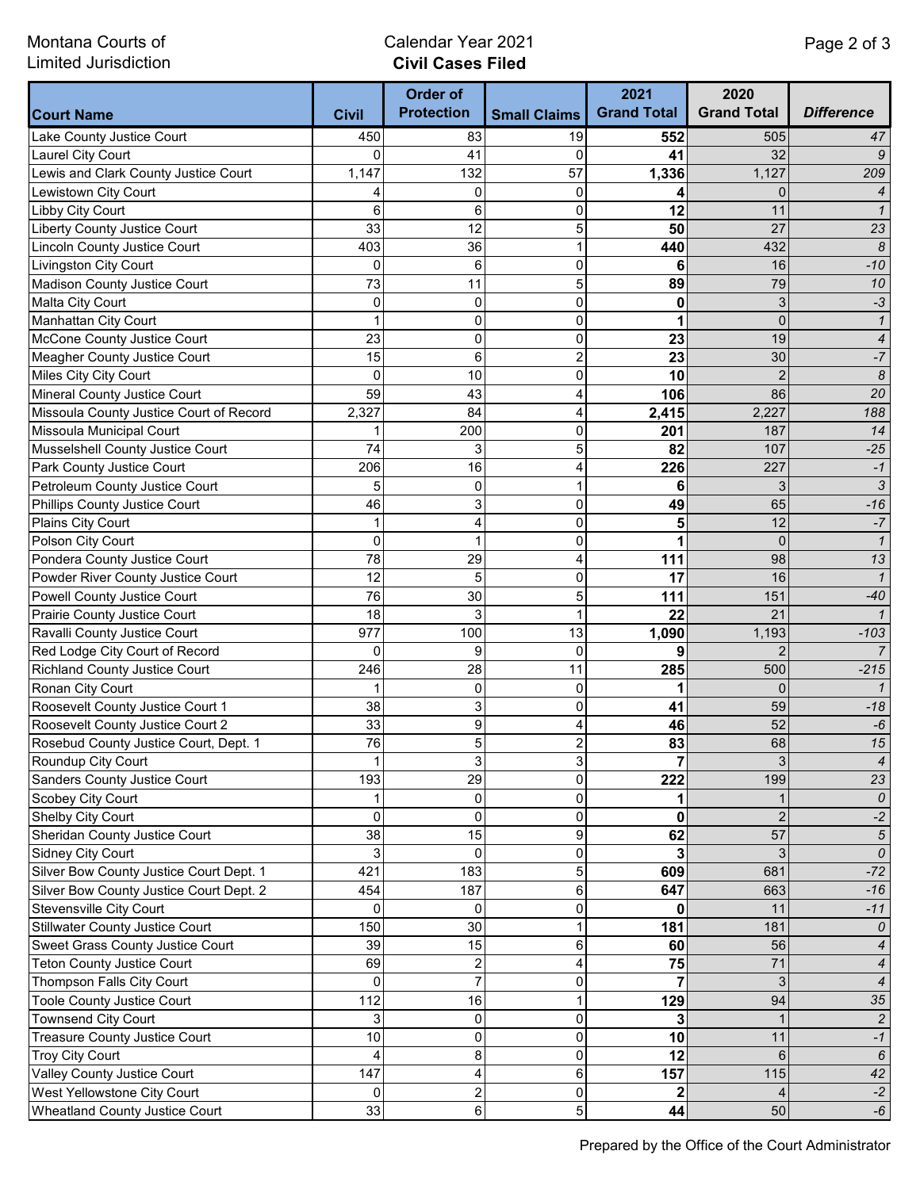Montana Courts of Limited Jurisdiction

Calendar Year 2021
**Civil Cases Filed**

| Court Name | Civil | Order of Protection | Small Claims | 2021 Grand Total | 2020 Grand Total | *Difference* |
|---|---|---|---|---|---|---|
| Lake County Justice Court | 450 | 83 | 19 | **552** | 505 | *47* |
| Laurel City Court | 0 | 41 | 0 | **41** | 32 | *9* |
| Lewis and Clark County Justice Court | 1,147 | 132 | 57 | **1,336** | 1,127 | *209* |
| Lewistown City Court | 4 | 0 | 0 | **4** | 0 | *4* |
| Libby City Court | 6 | 6 | 0 | **12** | 11 | *1* |
| Liberty County Justice Court | 33 | 12 | 5 | **50** | 27 | *23* |
| Lincoln County Justice Court | 403 | 36 | 1 | **440** | 432 | *8* |
| Livingston City Court | 0 | 6 | 0 | **6** | 16 | *-10* |
| Madison County Justice Court | 73 | 11 | 5 | **89** | 79 | *10* |
| Malta City Court | 0 | 0 | 0 | **0** | 3 | *-3* |
| Manhattan City Court | 1 | 0 | 0 | **1** | 0 | *1* |
| McCone County Justice Court | 23 | 0 | 0 | **23** | 19 | *4* |
| Meagher County Justice Court | 15 | 6 | 2 | **23** | 30 | *-7* |
| Miles City City Court | 0 | 10 | 0 | **10** | 2 | *8* |
| Mineral County Justice Court | 59 | 43 | 4 | **106** | 86 | *20* |
| Missoula County Justice Court of Record | 2,327 | 84 | 4 | **2,415** | 2,227 | *188* |
| Missoula Municipal Court | 1 | 200 | 0 | **201** | 187 | *14* |
| Musselshell County Justice Court | 74 | 3 | 5 | **82** | 107 | *-25* |
| Park County Justice Court | 206 | 16 | 4 | **226** | 227 | *-1* |
| Petroleum County Justice Court | 5 | 0 | 1 | **6** | 3 | *3* |
| Phillips County Justice Court | 46 | 3 | 0 | **49** | 65 | *-16* |
| Plains City Court | 1 | 4 | 0 | **5** | 12 | *-7* |
| Polson City Court | 0 | 1 | 0 | **1** | 0 | *1* |
| Pondera County Justice Court | 78 | 29 | 4 | **111** | 98 | *13* |
| Powder River County Justice Court | 12 | 5 | 0 | **17** | 16 | *1* |
| Powell County Justice Court | 76 | 30 | 5 | **111** | 151 | *-40* |
| Prairie County Justice Court | 18 | 3 | 1 | **22** | 21 | *1* |
| Ravalli County Justice Court | 977 | 100 | 13 | **1,090** | 1,193 | *-103* |
| Red Lodge City Court of Record | 0 | 9 | 0 | **9** | 2 | *7* |
| Richland County Justice Court | 246 | 28 | 11 | **285** | 500 | *-215* |
| Ronan City Court | 1 | 0 | 0 | **1** | 0 | *1* |
| Roosevelt County Justice Court 1 | 38 | 3 | 0 | **41** | 59 | *-18* |
| Roosevelt County Justice Court 2 | 33 | 9 | 4 | **46** | 52 | *-6* |
| Rosebud County Justice Court, Dept. 1 | 76 | 5 | 2 | **83** | 68 | *15* |
| Roundup City Court | 1 | 3 | 3 | **7** | 3 | *4* |
| Sanders County Justice Court | 193 | 29 | 0 | **222** | 199 | *23* |
| Scobey City Court | 1 | 0 | 0 | **1** | 1 | *0* |
| Shelby City Court | 0 | 0 | 0 | **0** | 2 | *-2* |
| Sheridan County Justice Court | 38 | 15 | 9 | **62** | 57 | *5* |
| Sidney City Court | 3 | 0 | 0 | **3** | 3 | *0* |
| Silver Bow County Justice Court Dept. 1 | 421 | 183 | 5 | **609** | 681 | *-72* |
| Silver Bow County Justice Court Dept. 2 | 454 | 187 | 6 | **647** | 663 | *-16* |
| Stevensville City Court | 0 | 0 | 0 | **0** | 11 | *-11* |
| Stillwater County Justice Court | 150 | 30 | 1 | **181** | 181 | *0* |
| Sweet Grass County Justice Court | 39 | 15 | 6 | **60** | 56 | *4* |
| Teton County Justice Court | 69 | 2 | 4 | **75** | 71 | *4* |
| Thompson Falls City Court | 0 | 7 | 0 | **7** | 3 | *4* |
| Toole County Justice Court | 112 | 16 | 1 | **129** | 94 | *35* |
| Townsend City Court | 3 | 0 | 0 | **3** | 1 | *2* |
| Treasure County Justice Court | 10 | 0 | 0 | **10** | 11 | *-1* |
| Troy City Court | 4 | 8 | 0 | **12** | 6 | *6* |
| Valley County Justice Court | 147 | 4 | 6 | **157** | 115 | *42* |
| West Yellowstone City Court | 0 | 2 | 0 | **2** | 4 | *-2* |
| Wheatland County Justice Court | 33 | 6 | 5 | **44** | 50 | *-6* |

Prepared by the Office of the Court Administrator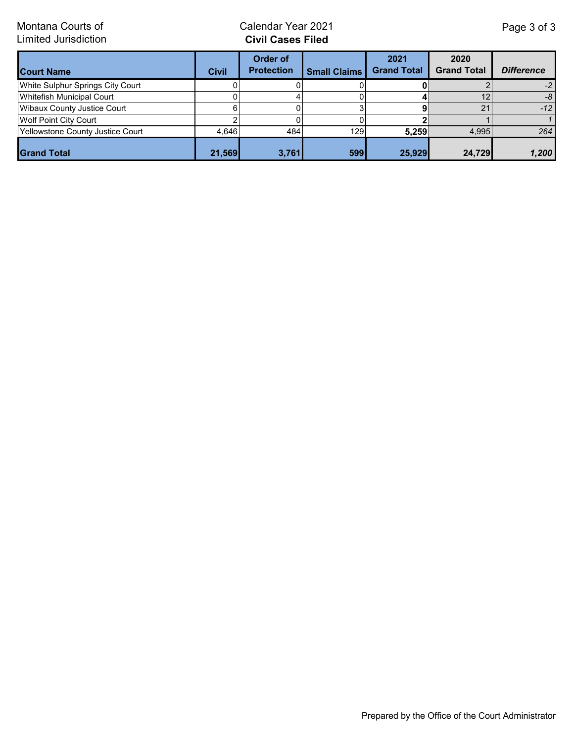Montana Courts of Limited Jurisdiction

Calendar Year 2021

**Civil Cases Filed**

| Court Name | Civil | Order of Protection | Small Claims | 2021 Grand Total | 2020 Grand Total | *Difference* |
|---|---|---|---|---|---|---|
| White Sulphur Springs City Court | 0 | 0 | 0 | **0** | 2 | *-2* |
| Whitefish Municipal Court | 0 | 4 | 0 | **4** | 12 | *-8* |
| Wibaux County Justice Court | 6 | 0 | 3 | **9** | 21 | *-12* |
| Wolf Point City Court | 2 | 0 | 0 | **2** | 1 | *1* |
| Yellowstone County Justice Court | 4,646 | 484 | 129 | **5,259** | 4,995 | *264* |
| **Grand Total** | **21,569** | **3,761** | **599** | **25,929** | **24,729** | ***1,200*** |

Prepared by the Office of the Court Administrator